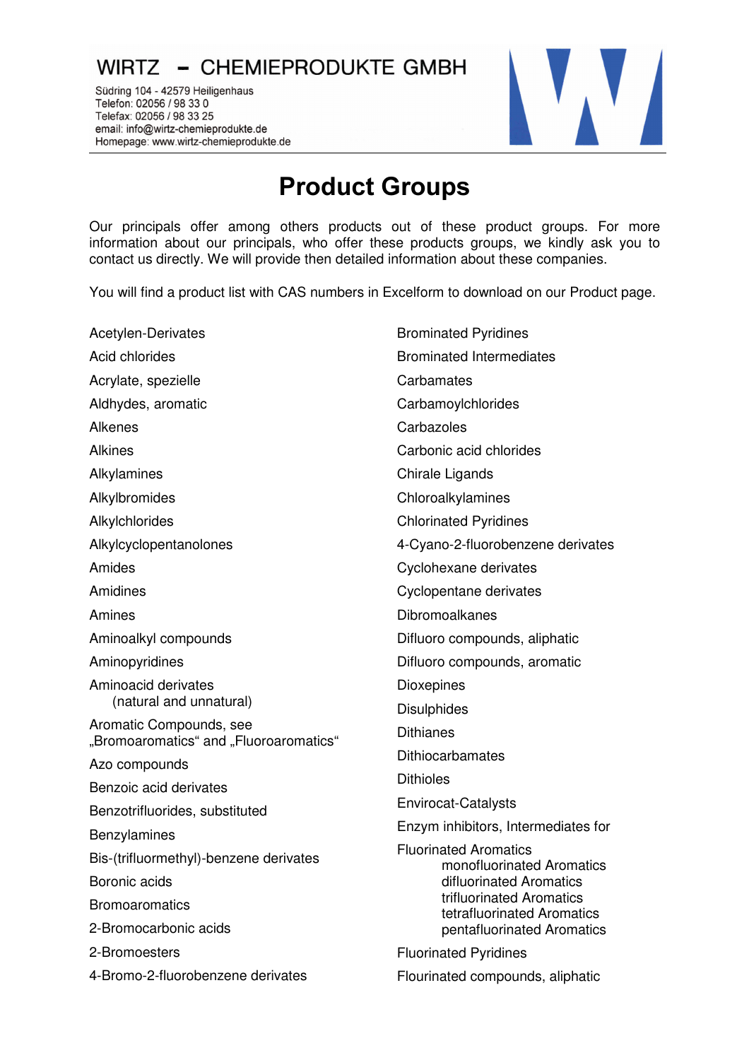WIRTZ – CHEMIEPRODUKTE GMBH

Südring 104 - 42579 Heiligenhaus
Telefon: 02056 / 98 33 0
Telefax: 02056 / 98 33 25
email: info@wirtz-chemieprodukte.de
Homepage: www.wirtz-chemieprodukte.de

# Product Groups

Our principals offer among others products out of these product groups. For more information about our principals, who offer these products groups, we kindly ask you to contact us directly. We will provide then detailed information about these companies.

You will find a product list with CAS numbers in Excelform to download on our Product page.

Acetylen-Derivates
Acid chlorides
Acrylate, spezielle
Aldhydes, aromatic
Alkenes
Alkines
Alkylamines
Alkylbromides
Alkylchlorides
Alkylcyclopentanolones
Amides
Amidines
Amines
Aminoalkyl compounds
Aminopyridines
Aminoacid derivates
(natural and unnatural)
Aromatic Compounds, see „Bromoaromatics“ and „Fluoroaromatics“
Azo compounds
Benzoic acid derivates
Benzotrifluorides, substituted
Benzylamines
Bis-(trifluormethyl)-benzene derivates
Boronic acids
Bromoaromatics
2-Bromocarbonic acids
2-Bromoesters
4-Bromo-2-fluorobenzene derivates
Brominated Pyridines
Brominated Intermediates
Carbamates
Carbamoylchlorides
Carbazoles
Carbonic acid chlorides
Chirale Ligands
Chloroalkylamines
Chlorinated Pyridines
4-Cyano-2-fluorobenzene derivates
Cyclohexane derivates
Cyclopentane derivates
Dibromoalkanes
Difluoro compounds, aliphatic
Difluoro compounds, aromatic
Dioxepines
Disulphides
Dithianes
Dithiocarbamates
Dithioles
Envirocat-Catalysts
Enzym inhibitors, Intermediates for
Fluorinated Aromatics
monofluorinated Aromatics
difluorinated Aromatics
trifluorinated Aromatics
tetrafluorinated Aromatics
pentafluorinated Aromatics
Fluorinated Pyridines
Flourinated compounds, aliphatic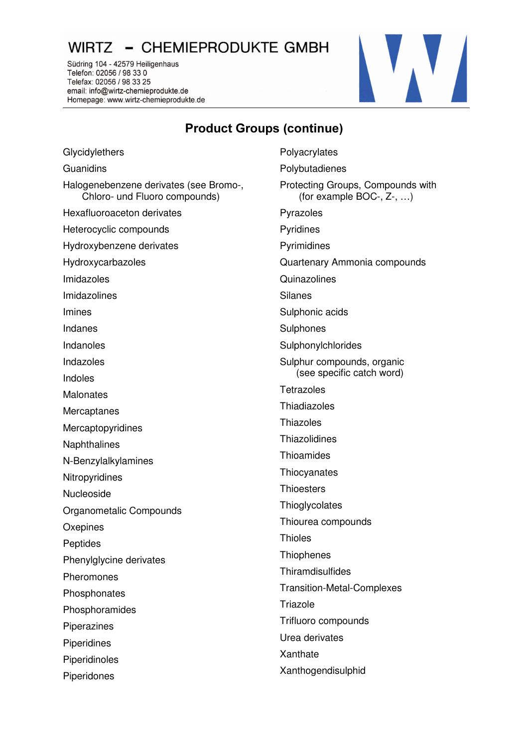# WIRTZ - CHEMIEPRODUKTE GMBH

Südring 104 - 42579 Heiligenhaus
Telefon: 02056 / 98 33 0
Telefax: 02056 / 98 33 25
email: info@wirtz-chemieprodukte.de
Homepage: www.wirtz-chemieprodukte.de

## Product Groups (continue)

Glycidylethers

Guanidins

Halogenebenzene derivates (see Bromo-, Chloro- und Fluoro compounds)

Hexafluoroaceton derivates

Heterocyclic compounds

Hydroxybenzene derivates

Hydroxycarbazoles

Imidazoles

Imidazolines

Imines

Indanes

Indanoles

Indazoles

Indoles

Malonates

Mercaptanes

Mercaptopyridines

Naphthalines

N-Benzylalkylamines

Nitropyridines

Nucleoside

Organometalic Compounds

Oxepines

Peptides

Phenylglycine derivates

Pheromones

Phosphonates

Phosphoramides

Piperazines

Piperidines

Piperidinoles

Piperidones

Polyacrylates

Polybutadienes

Protecting Groups, Compounds with (for example BOC-, Z-, …)

Pyrazoles

Pyridines

Pyrimidines

Quartenary Ammonia compounds

Quinazolines

Silanes

Sulphonic acids

Sulphones

Sulphonylchlorides

Sulphur compounds, organic (see specific catch word)

Tetrazoles

Thiadiazoles

Thiazoles

Thiazolidines

Thioamides

Thiocyanates

Thioesters

Thioglycolates

Thiourea compounds

Thioles

Thiophenes

Thiramdisulfides

Transition-Metal-Complexes

Triazole

Trifluoro compounds

Urea derivates

Xanthate

Xanthogendisulphid